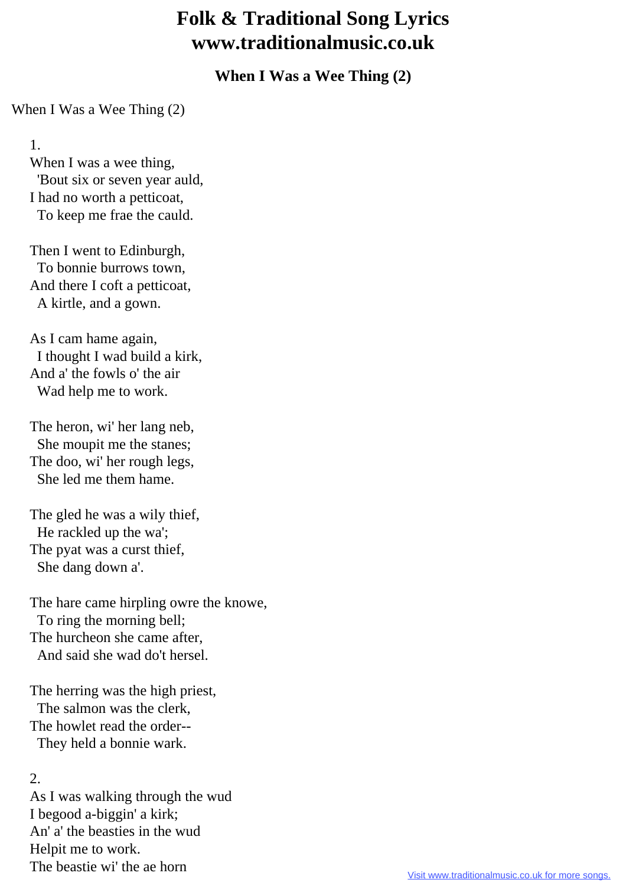# Folk & Traditional Song Lyrics
# www.traditionalmusic.co.uk

### When I Was a Wee Thing (2)

When I Was a Wee Thing (2)

1.
When I was a wee thing,
'Bout six or seven year auld,
I had no worth a petticoat,
To keep me frae the cauld.

Then I went to Edinburgh,
To bonnie burrows town,
And there I coft a petticoat,
A kirtle, and a gown.

As I cam hame again,
I thought I wad build a kirk,
And a' the fowls o' the air
Wad help me to work.

The heron, wi' her lang neb,
She moupit me the stanes;
The doo, wi' her rough legs,
She led me them hame.

The gled he was a wily thief,
He rackled up the wa';
The pyat was a curst thief,
She dang down a'.

The hare came hirpling owre the knowe,
To ring the morning bell;
The hurcheon she came after,
And said she wad do't hersel.

The herring was the high priest,
The salmon was the clerk,
The howlet read the order--
They held a bonnie wark.

2.
As I was walking through the wud
I begood a-biggin' a kirk;
An' a' the beasties in the wud
Helpit me to work.
The beastie wi' the ae horn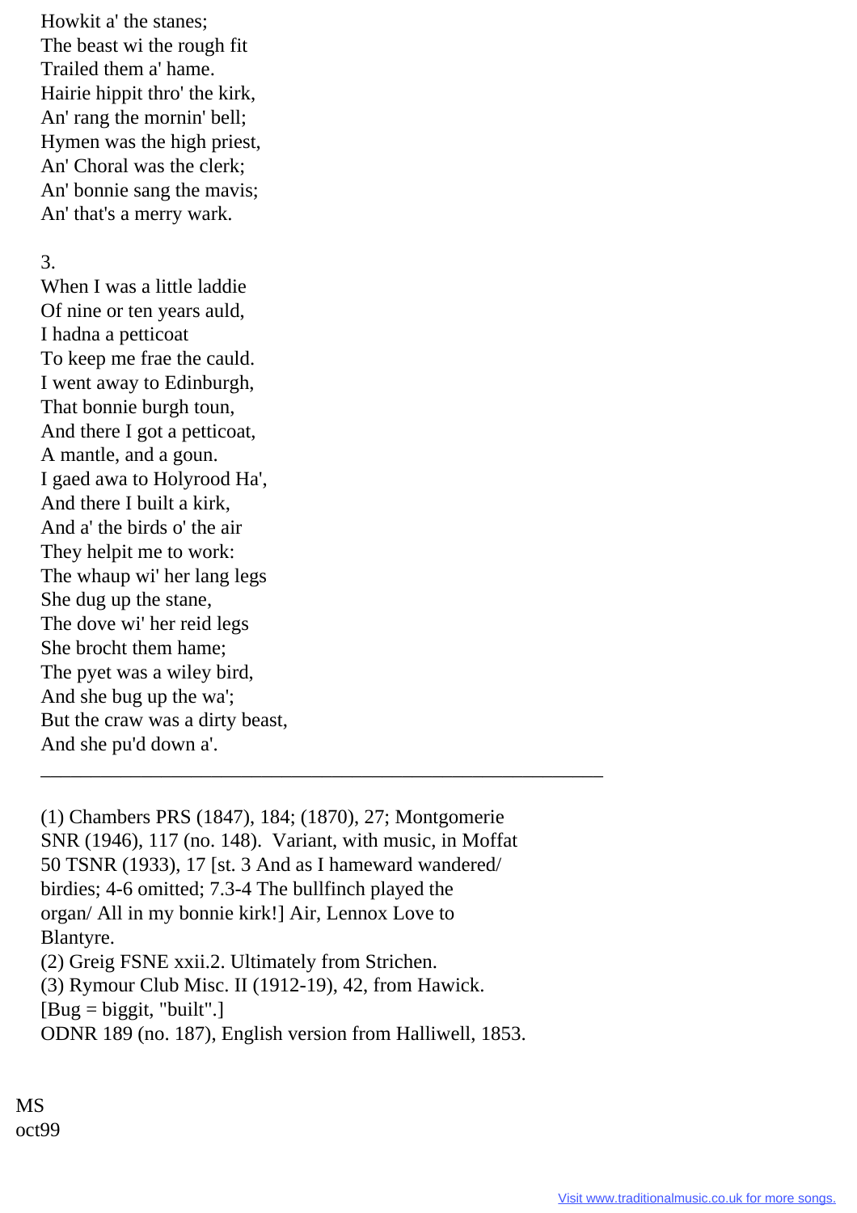Howkit a' the stanes;
The beast wi the rough fit
Trailed them a' hame.
Hairie hippit thro' the kirk,
An' rang the mornin' bell;
Hymen was the high priest,
An' Choral was the clerk;
An' bonnie sang the mavis;
An' that's a merry wark.

3.
When I was a little laddie
Of nine or ten years auld,
I hadna a petticoat
To keep me frae the cauld.
I went away to Edinburgh,
That bonnie burgh toun,
And there I got a petticoat,
A mantle, and a goun.
I gaed awa to Holyrood Ha',
And there I built a kirk,
And a' the birds o' the air
They helpit me to work:
The whaup wi' her lang legs
She dug up the stane,
The dove wi' her reid legs
She brocht them hame;
The pyet was a wiley bird,
And she bug up the wa';
But the craw was a dirty beast,
And she pu'd down a'.

---

(1) Chambers PRS (1847), 184; (1870), 27; Montgomerie SNR (1946), 117 (no. 148). Variant, with music, in Moffat 50 TSNR (1933), 17 [st. 3 And as I hameward wandered/ birdies; 4-6 omitted; 7.3-4 The bullfinch played the organ/ All in my bonnie kirk!] Air, Lennox Love to Blantyre.
(2) Greig FSNE xxii.2. Ultimately from Strichen.
(3) Rymour Club Misc. II (1912-19), 42, from Hawick.
[Bug = biggit, "built".]
ODNR 189 (no. 187), English version from Halliwell, 1853.

MS
oct99

Visit www.traditionalmusic.co.uk for more songs.